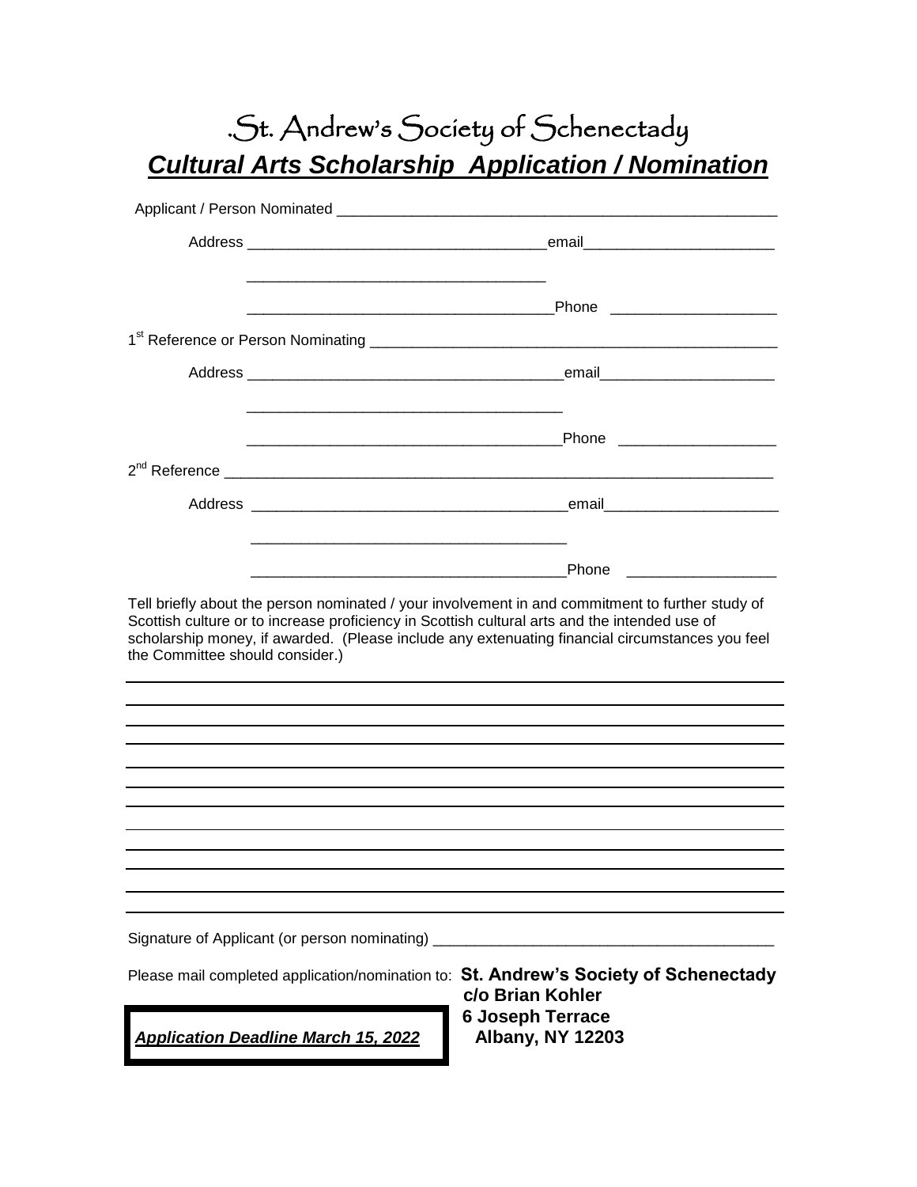# .St. Andrew's Society of Schenectady

## ***Cultural Arts Scholarship Application / Nomination***

Applicant / Person Nominated ____________________________________________________

Address ___________________________________email______________________

___________________________________

___________________________________Phone ___________________

1st Reference or Person Nominating ______________________________________________

Address ______________________________________email____________________

______________________________________

______________________________________Phone __________________

2nd Reference ________________________________________________________________

Address ______________________________________email____________________

______________________________________

______________________________________Phone __________________

Tell briefly about the person nominated / your involvement in and commitment to further study of Scottish culture or to increase proficiency in Scottish cultural arts and the intended use of scholarship money, if awarded. (Please include any extenuating financial circumstances you feel the Committee should consider.)

______________________________________________________________________________

______________________________________________________________________________

______________________________________________________________________________

______________________________________________________________________________

______________________________________________________________________________

______________________________________________________________________________

______________________________________________________________________________

______________________________________________________________________________

______________________________________________________________________________

______________________________________________________________________________

______________________________________________________________________________

______________________________________________________________________________

Signature of Applicant (or person nominating) ________________________________________

Please mail completed application/nomination to: **St. Andrew's Society of Schenectady**
**c/o Brian Kohler**
**6 Joseph Terrace**
**Albany, NY 12203**

***Application Deadline March 15, 2022***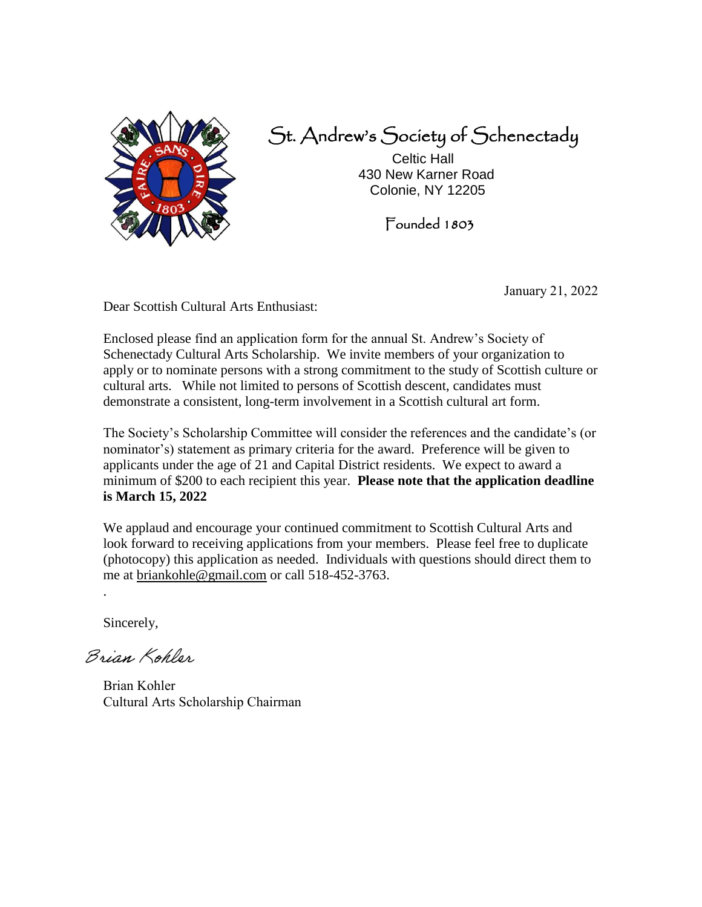# St. Andrew's Society of Schenectady

Celtic Hall
430 New Karner Road
Colonie, NY 12205

Founded 1803

January 21, 2022

Dear Scottish Cultural Arts Enthusiast:

Enclosed please find an application form for the annual St. Andrew's Society of Schenectady Cultural Arts Scholarship. We invite members of your organization to apply or to nominate persons with a strong commitment to the study of Scottish culture or cultural arts. While not limited to persons of Scottish descent, candidates must demonstrate a consistent, long-term involvement in a Scottish cultural art form.

The Society's Scholarship Committee will consider the references and the candidate's (or nominator's) statement as primary criteria for the award. Preference will be given to applicants under the age of 21 and Capital District residents. We expect to award a minimum of $200 to each recipient this year. **Please note that the application deadline is March 15, 2022**

We applaud and encourage your continued commitment to Scottish Cultural Arts and look forward to receiving applications from your members. Please feel free to duplicate (photocopy) this application as needed. Individuals with questions should direct them to me at briankohle@gmail.com or call 518-452-3763.

.

Sincerely,

*Brian Kohler*

Brian Kohler
Cultural Arts Scholarship Chairman